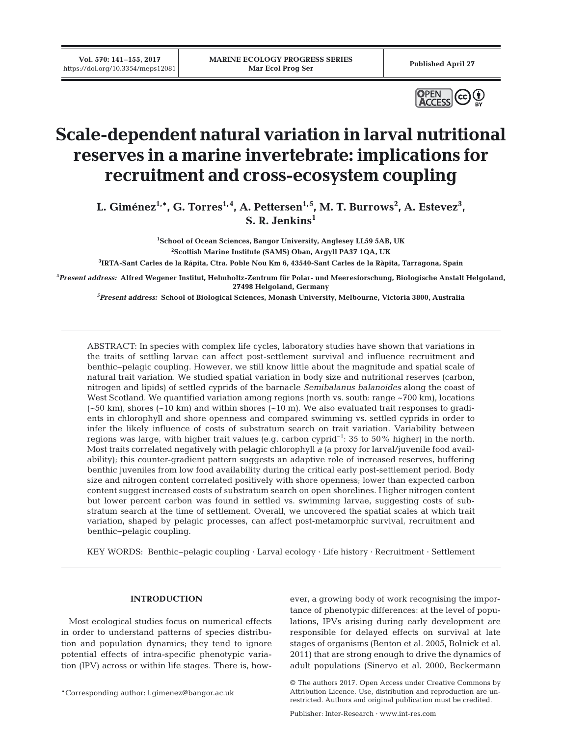# Scale-dependent natural variation in larval nutritional reserves in a marine invertebrate: implications for recruitment and cross-ecosystem coupling

**L. Giménez[1,*], G. Torres[1,4], A. Pettersen[1,5], M. T. Burrows[2], A. Estevez[3], S. R. Jenkins[1]**

[1]School of Ocean Sciences, Bangor University, Anglesey LL59 5AB, UK

[2]Scottish Marine Institute (SAMS) Oban, Argyll PA37 1QA, UK

[3]IRTA-Sant Carles de la Rápita, Ctra. Poble Nou Km 6, 43540-Sant Carles de la Ràpita, Tarragona, Spain

[4]*Present address:* Alfred Wegener Institut, Helmholtz-Zentrum für Polar- und Meeresforschung, Biologische Anstalt Helgoland, 27498 Helgoland, Germany

[5]*Present address:* School of Biological Sciences, Monash University, Melbourne, Victoria 3800, Australia

ABSTRACT: In species with complex life cycles, laboratory studies have shown that variations in the traits of settling larvae can affect post-settlement survival and influence recruitment and benthic–pelagic coupling. However, we still know little about the magnitude and spatial scale of natural trait variation. We studied spatial variation in body size and nutritional reserves (carbon, nitrogen and lipids) of settled cyprids of the barnacle *Semibalanus balanoides* along the coast of West Scotland. We quantified variation among regions (north vs. south: range ~700 km), locations (~50 km), shores (~10 km) and within shores (~10 m). We also evaluated trait responses to gradients in chlorophyll and shore openness and compared swimming vs. settled cyprids in order to infer the likely influence of costs of substratum search on trait variation. Variability between regions was large, with higher trait values (e.g. carbon cyprid$^{-1}$: 35 to 50% higher) in the north. Most traits correlated negatively with pelagic chlorophyll *a* (a proxy for larval/juvenile food availability); this counter-gradient pattern suggests an adaptive role of increased reserves, buffering benthic juveniles from low food availability during the critical early post-settlement period. Body size and nitrogen content correlated positively with shore openness; lower than expected carbon content suggest increased costs of substratum search on open shorelines. Higher nitrogen content but lower percent carbon was found in settled vs. swimming larvae, suggesting costs of substratum search at the time of settlement. Overall, we uncovered the spatial scales at which trait variation, shaped by pelagic processes, can affect post-metamorphic survival, recruitment and benthic–pelagic coupling.

KEY WORDS: Benthic–pelagic coupling · Larval ecology · Life history · Recruitment · Settlement

## INTRODUCTION

Most ecological studies focus on numerical effects in order to understand patterns of species distribution and population dynamics; they tend to ignore potential effects of intra-specific phenotypic variation (IPV) across or within life stages. There is, however, a growing body of work recognising the importance of phenotypic differences: at the level of populations, IPVs arising during early development are responsible for delayed effects on survival at late stages of organisms (Benton et al. 2005, Bolnick et al. 2011) that are strong enough to drive the dynamics of adult populations (Sinervo et al. 2000, Beckermann

*Corresponding author: l.gimenez@bangor.ac.uk

© The authors 2017. Open Access under Creative Commons by Attribution Licence. Use, distribution and reproduction are unrestricted. Authors and original publication must be credited.

Publisher: Inter-Research · www.int-res.com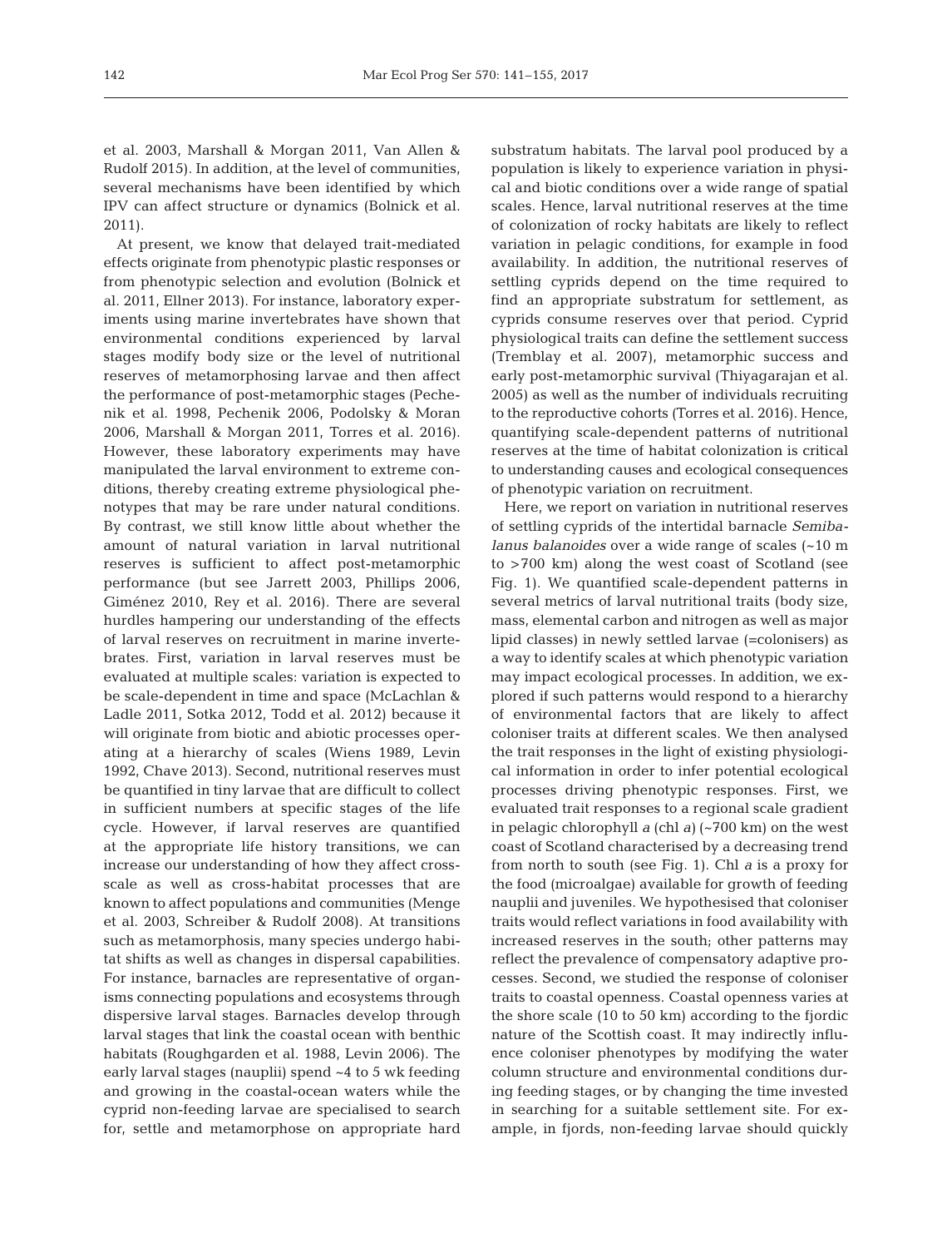et al. 2003, Marshall & Morgan 2011, Van Allen & Rudolf 2015). In addition, at the level of communities, several mechanisms have been identified by which IPV can affect structure or dynamics (Bolnick et al. 2011).

At present, we know that delayed trait-mediated effects originate from phenotypic plastic responses or from phenotypic selection and evolution (Bolnick et al. 2011, Ellner 2013). For instance, laboratory experiments using marine invertebrates have shown that environmental conditions experienced by larval stages modify body size or the level of nutritional reserves of metamorphosing larvae and then affect the performance of post-metamorphic stages (Pechenik et al. 1998, Pechenik 2006, Podolsky & Moran 2006, Marshall & Morgan 2011, Torres et al. 2016). However, these laboratory experiments may have manipulated the larval environment to extreme conditions, thereby creating extreme physiological phenotypes that may be rare under natural conditions. By contrast, we still know little about whether the amount of natural variation in larval nutritional reserves is sufficient to affect post-metamorphic performance (but see Jarrett 2003, Phillips 2006, Giménez 2010, Rey et al. 2016). There are several hurdles hampering our understanding of the effects of larval reserves on recruitment in marine invertebrates. First, variation in larval reserves must be evaluated at multiple scales: variation is expected to be scale-dependent in time and space (McLachlan & Ladle 2011, Sotka 2012, Todd et al. 2012) because it will originate from biotic and abiotic processes operating at a hierarchy of scales (Wiens 1989, Levin 1992, Chave 2013). Second, nutritional reserves must be quantified in tiny larvae that are difficult to collect in sufficient numbers at specific stages of the life cycle. However, if larval reserves are quantified at the appropriate life history transitions, we can increase our understanding of how they affect cross-scale as well as cross-habitat processes that are known to affect populations and communities (Menge et al. 2003, Schreiber & Rudolf 2008). At transitions such as metamorphosis, many species undergo habitat shifts as well as changes in dispersal capabilities. For instance, barnacles are representative of organisms connecting populations and ecosystems through dispersive larval stages. Barnacles develop through larval stages that link the coastal ocean with benthic habitats (Roughgarden et al. 1988, Levin 2006). The early larval stages (nauplii) spend ~4 to 5 wk feeding and growing in the coastal-ocean waters while the cyprid non-feeding larvae are specialised to search for, settle and metamorphose on appropriate hard substratum habitats. The larval pool produced by a population is likely to experience variation in physical and biotic conditions over a wide range of spatial scales. Hence, larval nutritional reserves at the time of colonization of rocky habitats are likely to reflect variation in pelagic conditions, for example in food availability. In addition, the nutritional reserves of settling cyprids depend on the time required to find an appropriate substratum for settlement, as cyprids consume reserves over that period. Cyprid physiological traits can define the settlement success (Tremblay et al. 2007), metamorphic success and early post-metamorphic survival (Thiyagarajan et al. 2005) as well as the number of individuals recruiting to the reproductive cohorts (Torres et al. 2016). Hence, quantifying scale-dependent patterns of nutritional reserves at the time of habitat colonization is critical to understanding causes and ecological consequences of phenotypic variation on recruitment.

Here, we report on variation in nutritional reserves of settling cyprids of the intertidal barnacle *Semibalanus balanoides* over a wide range of scales (~10 m to >700 km) along the west coast of Scotland (see Fig. 1). We quantified scale-dependent patterns in several metrics of larval nutritional traits (body size, mass, elemental carbon and nitrogen as well as major lipid classes) in newly settled larvae (=colonisers) as a way to identify scales at which phenotypic variation may impact ecological processes. In addition, we explored if such patterns would respond to a hierarchy of environmental factors that are likely to affect coloniser traits at different scales. We then analysed the trait responses in the light of existing physiological information in order to infer potential ecological processes driving phenotypic responses. First, we evaluated trait responses to a regional scale gradient in pelagic chlorophyll *a* (chl *a*) (~700 km) on the west coast of Scotland characterised by a decreasing trend from north to south (see Fig. 1). Chl *a* is a proxy for the food (microalgae) available for growth of feeding nauplii and juveniles. We hypothesised that coloniser traits would reflect variations in food availability with increased reserves in the south; other patterns may reflect the prevalence of compensatory adaptive processes. Second, we studied the response of coloniser traits to coastal openness. Coastal openness varies at the shore scale (10 to 50 km) according to the fjordic nature of the Scottish coast. It may indirectly influence coloniser phenotypes by modifying the water column structure and environmental conditions during feeding stages, or by changing the time invested in searching for a suitable settlement site. For example, in fjords, non-feeding larvae should quickly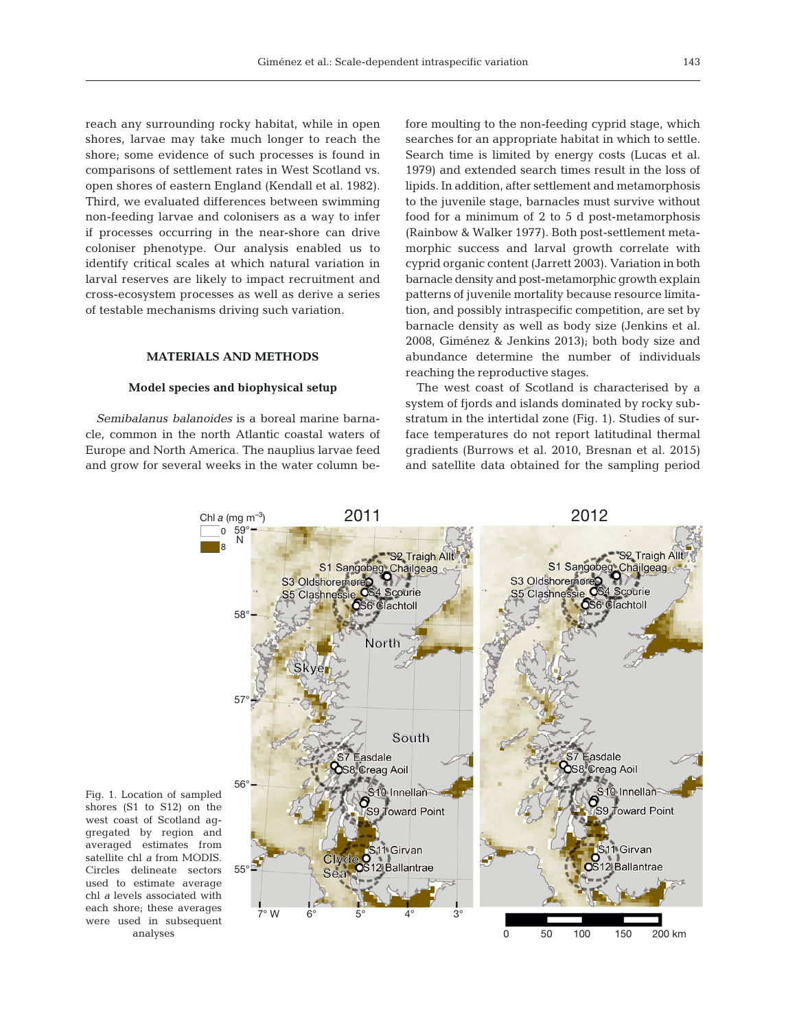reach any surrounding rocky habitat, while in open shores, larvae may take much longer to reach the shore; some evidence of such processes is found in comparisons of settlement rates in West Scotland vs. open shores of eastern England (Kendall et al. 1982). Third, we evaluated differences between swimming non-feeding larvae and colonisers as a way to infer if processes occurring in the near-shore can drive coloniser phenotype. Our analysis enabled us to identify critical scales at which natural variation in larval reserves are likely to impact recruitment and cross-ecosystem processes as well as derive a series of testable mechanisms driving such variation.

## MATERIALS AND METHODS

### Model species and biophysical setup

*Semibalanus balanoides* is a boreal marine barnacle, common in the north Atlantic coastal waters of Europe and North America. The nauplius larvae feed and grow for several weeks in the water column before moulting to the non-feeding cyprid stage, which searches for an appropriate habitat in which to settle. Search time is limited by energy costs (Lucas et al. 1979) and extended search times result in the loss of lipids. In addition, after settlement and metamorphosis to the juvenile stage, barnacles must survive without food for a minimum of 2 to 5 d post-metamorphosis (Rainbow & Walker 1977). Both post-settlement metamorphic success and larval growth correlate with cyprid organic content (Jarrett 2003). Variation in both barnacle density and post-metamorphic growth explain patterns of juvenile mortality because resource limitation, and possibly intraspecific competition, are set by barnacle density as well as body size (Jenkins et al. 2008, Giménez & Jenkins 2013); both body size and abundance determine the number of individuals reaching the reproductive stages.

The west coast of Scotland is characterised by a system of fjords and islands dominated by rocky substratum in the intertidal zone (Fig. 1). Studies of surface temperatures do not report latitudinal thermal gradients (Burrows et al. 2010, Bresnan et al. 2015) and satellite data obtained for the sampling period

Fig. 1. Location of sampled shores (S1 to S12) on the west coast of Scotland aggregated by region and averaged estimates from satellite chl *a* from MODIS. Circles delineate sectors used to estimate average chl *a* levels associated with each shore; these averages were used in subsequent analyses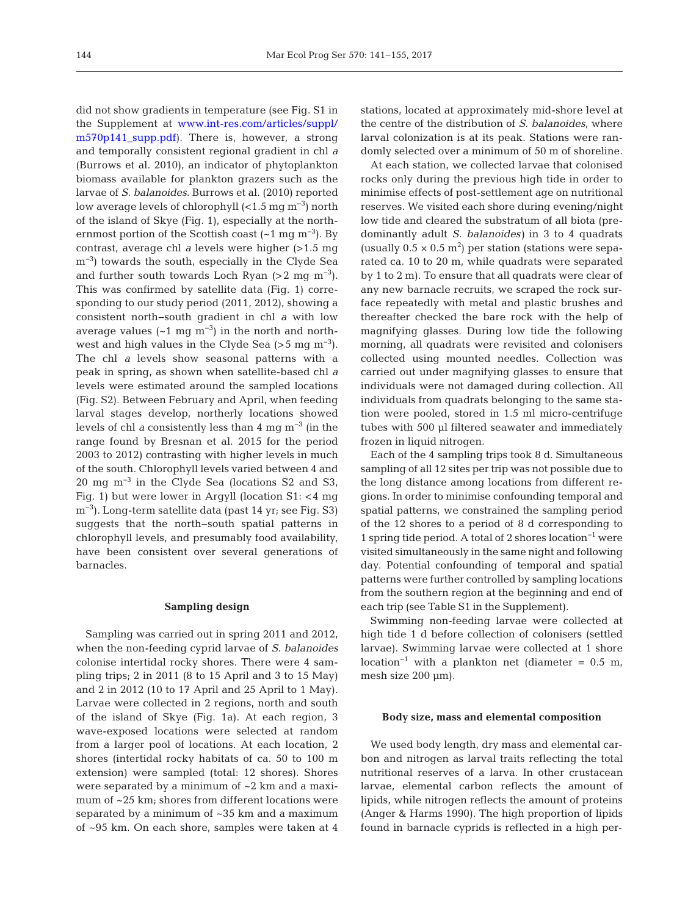did not show gradients in temperature (see Fig. S1 in the Supplement at www.int-res.com/articles/suppl/m570p141_supp.pdf). There is, however, a strong and temporally consistent regional gradient in chl *a* (Burrows et al. 2010), an indicator of phytoplankton biomass available for plankton grazers such as the larvae of *S. balanoides*. Burrows et al. (2010) reported low average levels of chlorophyll (<1.5 mg $m^{-3}$) north of the island of Skye (Fig. 1), especially at the northernmost portion of the Scottish coast (~1 mg $m^{-3}$). By contrast, average chl *a* levels were higher (>1.5 mg $m^{-3}$) towards the south, especially in the Clyde Sea and further south towards Loch Ryan (>2 mg $m^{-3}$). This was confirmed by satellite data (Fig. 1) corresponding to our study period (2011, 2012), showing a consistent north–south gradient in chl *a* with low average values (~1 mg $m^{-3}$) in the north and northwest and high values in the Clyde Sea (>5 mg $m^{-3}$). The chl *a* levels show seasonal patterns with a peak in spring, as shown when satellite-based chl *a* levels were estimated around the sampled locations (Fig. S2). Between February and April, when feeding larval stages developed, northerly locations showed levels of chl *a* consistently less than 4 mg $m^{-3}$ (in the range found by Bresnan et al. 2015 for the period 2003 to 2012) contrasting with higher levels in much of the south. Chlorophyll levels varied between 4 and 20 mg $m^{-3}$ in the Clyde Sea (locations S2 and S3, Fig. 1) but were lower in Argyll (location S1: <4 mg $m^{-3}$). Long-term satellite data (past 14 yr; see Fig. S3) suggests that the north–south spatial patterns in chlorophyll levels, and presumably food availability, have been consistent over several generations of barnacles.

## Sampling design

Sampling was carried out in spring 2011 and 2012, when the non-feeding cyprid larvae of *S. balanoides* colonise intertidal rocky shores. There were 4 sampling trips; 2 in 2011 (8 to 15 April and 3 to 15 May) and 2 in 2012 (10 to 17 April and 25 April to 1 May). Larvae were collected in 2 regions, north and south of the island of Skye (Fig. 1a). At each region, 3 wave-exposed locations were selected at random from a larger pool of locations. At each location, 2 shores (intertidal rocky habitats of ca. 50 to 100 m extension) were sampled (total: 12 shores). Shores were separated by a minimum of ~2 km and a maximum of ~25 km; shores from different locations were separated by a minimum of ~35 km and a maximum of ~95 km. On each shore, samples were taken at 4 stations, located at approximately mid-shore level at the centre of the distribution of *S. balanoides*, where larval colonization is at its peak. Stations were randomly selected over a minimum of 50 m of shoreline.

At each station, we collected larvae that colonised rocks only during the previous high tide in order to minimise effects of post-settlement age on nutritional reserves. We visited each shore during evening/night low tide and cleared the substratum of all biota (predominantly adult *S. balanoides*) in 3 to 4 quadrats (usually 0.5 × 0.5 $m^2$) per station (stations were separated ca. 10 to 20 m, while quadrats were separated by 1 to 2 m). To ensure that all quadrats were clear of any new barnacle recruits, we scraped the rock surface repeatedly with metal and plastic brushes and thereafter checked the bare rock with the help of magnifying glasses. During low tide the following morning, all quadrats were revisited and colonisers collected using mounted needles. Collection was carried out under magnifying glasses to ensure that individuals were not damaged during collection. All individuals from quadrats belonging to the same station were pooled, stored in 1.5 ml micro-centrifuge tubes with 500 µl filtered seawater and immediately frozen in liquid nitrogen.

Each of the 4 sampling trips took 8 d. Simultaneous sampling of all 12 sites per trip was not possible due to the long distance among locations from different regions. In order to minimise confounding temporal and spatial patterns, we constrained the sampling period of the 12 shores to a period of 8 d corresponding to 1 spring tide period. A total of 2 shores location$^{-1}$ were visited simultaneously in the same night and following day. Potential confounding of temporal and spatial patterns were further controlled by sampling locations from the southern region at the beginning and end of each trip (see Table S1 in the Supplement).

Swimming non-feeding larvae were collected at high tide 1 d before collection of colonisers (settled larvae). Swimming larvae were collected at 1 shore location$^{-1}$ with a plankton net (diameter = 0.5 m, mesh size 200 µm).

## Body size, mass and elemental composition

We used body length, dry mass and elemental carbon and nitrogen as larval traits reflecting the total nutritional reserves of a larva. In other crustacean larvae, elemental carbon reflects the amount of lipids, while nitrogen reflects the amount of proteins (Anger & Harms 1990). The high proportion of lipids found in barnacle cyprids is reflected in a high per-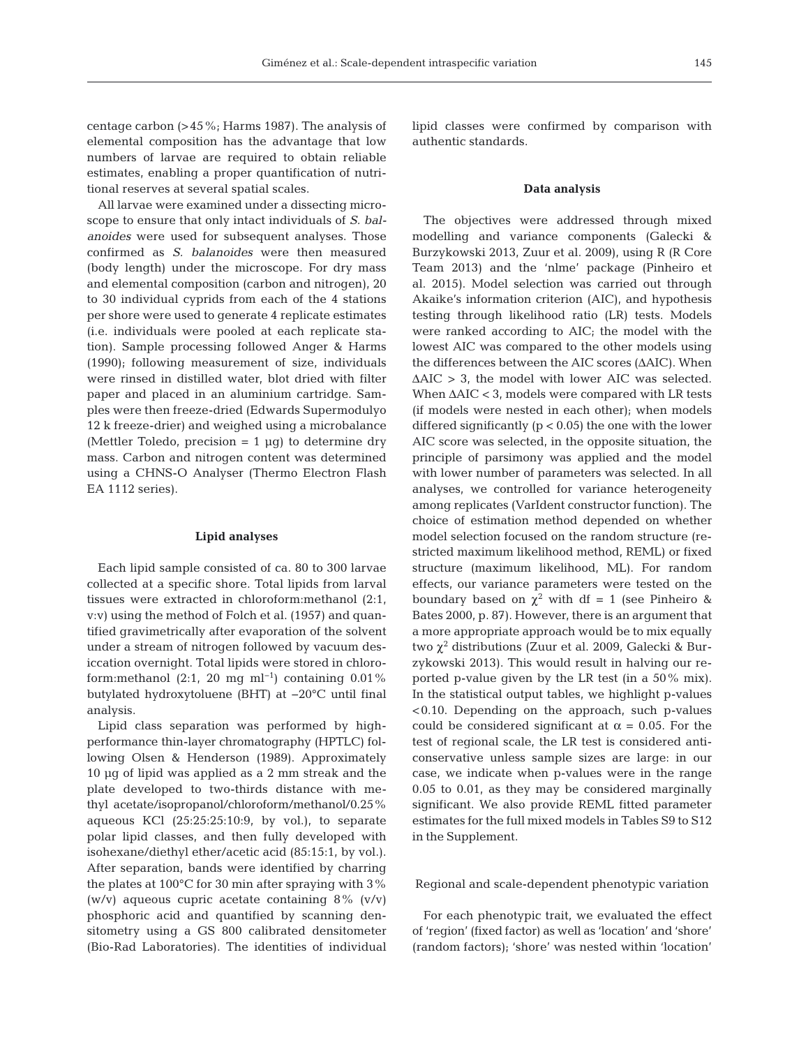centage carbon (>45%; Harms 1987). The analysis of elemental composition has the advantage that low numbers of larvae are required to obtain reliable estimates, enabling a proper quantification of nutritional reserves at several spatial scales.

All larvae were examined under a dissecting microscope to ensure that only intact individuals of *S. balanoides* were used for subsequent analyses. Those confirmed as *S. balanoides* were then measured (body length) under the microscope. For dry mass and elemental composition (carbon and nitrogen), 20 to 30 individual cyprids from each of the 4 stations per shore were used to generate 4 replicate estimates (i.e. individuals were pooled at each replicate station). Sample processing followed Anger & Harms (1990); following measurement of size, individuals were rinsed in distilled water, blot dried with filter paper and placed in an aluminium cartridge. Samples were then freeze-dried (Edwards Supermodulyo 12 k freeze-drier) and weighed using a microbalance (Mettler Toledo, precision = 1 µg) to determine dry mass. Carbon and nitrogen content was determined using a CHNS-O Analyser (Thermo Electron Flash EA 1112 series).

### Lipid analyses

Each lipid sample consisted of ca. 80 to 300 larvae collected at a specific shore. Total lipids from larval tissues were extracted in chloroform:methanol (2:1, v:v) using the method of Folch et al. (1957) and quantified gravimetrically after evaporation of the solvent under a stream of nitrogen followed by vacuum desiccation overnight. Total lipids were stored in chloroform:methanol (2:1, 20 mg ml$^{-1}$) containing 0.01% butylated hydroxytoluene (BHT) at −20°C until final analysis.

Lipid class separation was performed by high-performance thin-layer chromatography (HPTLC) following Olsen & Henderson (1989). Approximately 10 µg of lipid was applied as a 2 mm streak and the plate developed to two-thirds distance with methyl acetate/isopropanol/chloroform/methanol/0.25% aqueous KCl (25:25:25:10:9, by vol.), to separate polar lipid classes, and then fully developed with isohexane/diethyl ether/acetic acid (85:15:1, by vol.). After separation, bands were identified by charring the plates at 100°C for 30 min after spraying with 3% (w/v) aqueous cupric acetate containing 8% (v/v) phosphoric acid and quantified by scanning densitometry using a GS 800 calibrated densitometer (Bio-Rad Laboratories). The identities of individual lipid classes were confirmed by comparison with authentic standards.

### Data analysis

The objectives were addressed through mixed modelling and variance components (Galecki & Burzykowski 2013, Zuur et al. 2009), using R (R Core Team 2013) and the 'nlme' package (Pinheiro et al. 2015). Model selection was carried out through Akaike's information criterion (AIC), and hypothesis testing through likelihood ratio (LR) tests. Models were ranked according to AIC; the model with the lowest AIC was compared to the other models using the differences between the AIC scores (ΔAIC). When ΔAIC > 3, the model with lower AIC was selected. When ΔAIC < 3, models were compared with LR tests (if models were nested in each other); when models differed significantly ($p < 0.05$) the one with the lower AIC score was selected, in the opposite situation, the principle of parsimony was applied and the model with lower number of parameters was selected. In all analyses, we controlled for variance heterogeneity among replicates (VarIdent constructor function). The choice of estimation method depended on whether model selection focused on the random structure (restricted maximum likelihood method, REML) or fixed structure (maximum likelihood, ML). For random effects, our variance parameters were tested on the boundary based on $\chi^2$ with df = 1 (see Pinheiro & Bates 2000, p. 87). However, there is an argument that a more appropriate approach would be to mix equally two $\chi^2$ distributions (Zuur et al. 2009, Galecki & Burzykowski 2013). This would result in halving our reported p-value given by the LR test (in a 50% mix). In the statistical output tables, we highlight p-values <0.10. Depending on the approach, such p-values could be considered significant at $\alpha = 0.05$. For the test of regional scale, the LR test is considered anti-conservative unless sample sizes are large: in our case, we indicate when p-values were in the range 0.05 to 0.01, as they may be considered marginally significant. We also provide REML fitted parameter estimates for the full mixed models in Tables S9 to S12 in the Supplement.

#### Regional and scale-dependent phenotypic variation

For each phenotypic trait, we evaluated the effect of 'region' (fixed factor) as well as 'location' and 'shore' (random factors); 'shore' was nested within 'location'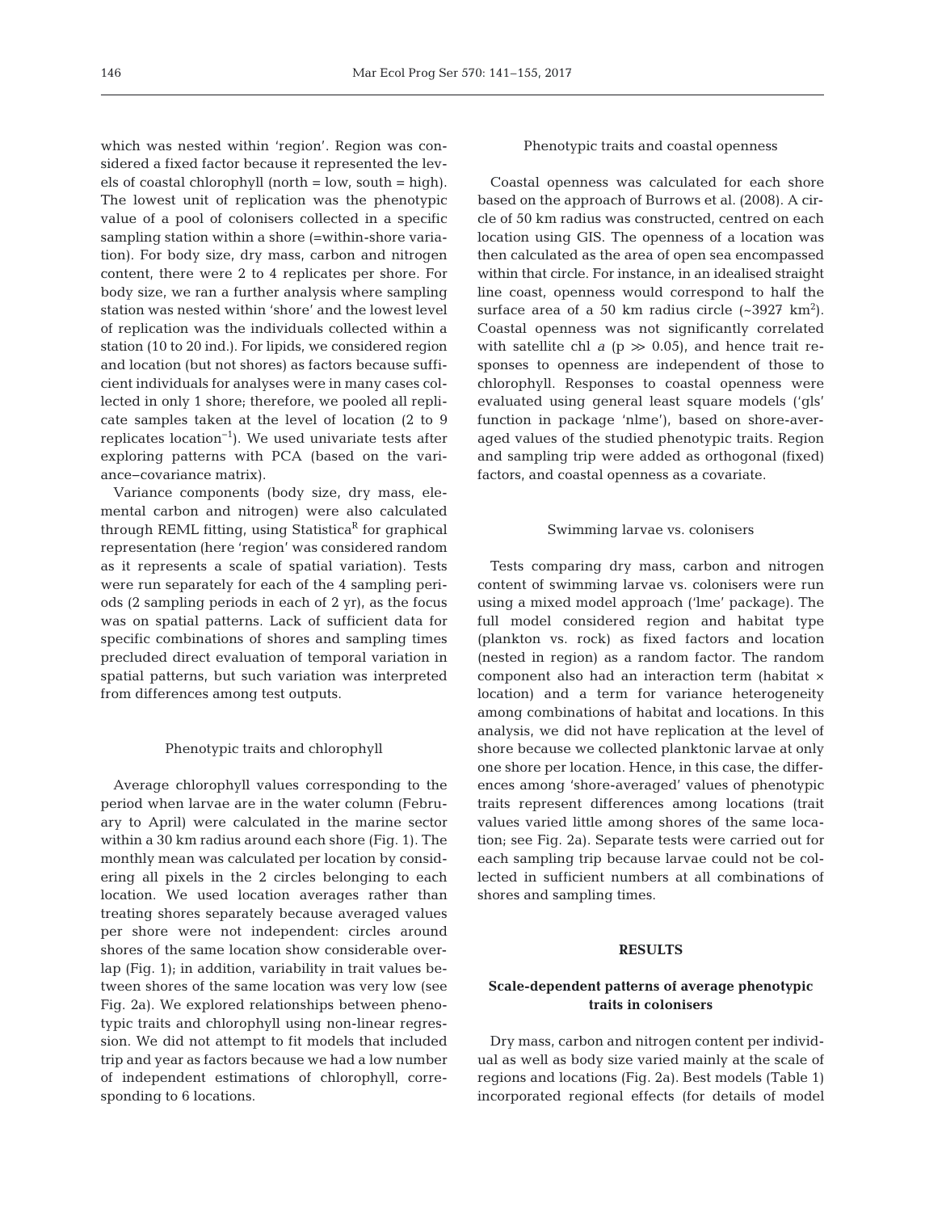which was nested within 'region'. Region was considered a fixed factor because it represented the levels of coastal chlorophyll (north = low, south = high). The lowest unit of replication was the phenotypic value of a pool of colonisers collected in a specific sampling station within a shore (=within-shore variation). For body size, dry mass, carbon and nitrogen content, there were 2 to 4 replicates per shore. For body size, we ran a further analysis where sampling station was nested within 'shore' and the lowest level of replication was the individuals collected within a station (10 to 20 ind.). For lipids, we considered region and location (but not shores) as factors because sufficient individuals for analyses were in many cases collected in only 1 shore; therefore, we pooled all replicate samples taken at the level of location (2 to 9 replicates location$^{-1}$). We used univariate tests after exploring patterns with PCA (based on the variance–covariance matrix).

Variance components (body size, dry mass, elemental carbon and nitrogen) were also calculated through REML fitting, using Statistica$^{R}$ for graphical representation (here 'region' was considered random as it represents a scale of spatial variation). Tests were run separately for each of the 4 sampling periods (2 sampling periods in each of 2 yr), as the focus was on spatial patterns. Lack of sufficient data for specific combinations of shores and sampling times precluded direct evaluation of temporal variation in spatial patterns, but such variation was interpreted from differences among test outputs.

### Phenotypic traits and chlorophyll

Average chlorophyll values corresponding to the period when larvae are in the water column (February to April) were calculated in the marine sector within a 30 km radius around each shore (Fig. 1). The monthly mean was calculated per location by considering all pixels in the 2 circles belonging to each location. We used location averages rather than treating shores separately because averaged values per shore were not independent: circles around shores of the same location show considerable overlap (Fig. 1); in addition, variability in trait values between shores of the same location was very low (see Fig. 2a). We explored relationships between phenotypic traits and chlorophyll using non-linear regression. We did not attempt to fit models that included trip and year as factors because we had a low number of independent estimations of chlorophyll, corresponding to 6 locations.

### Phenotypic traits and coastal openness

Coastal openness was calculated for each shore based on the approach of Burrows et al. (2008). A circle of 50 km radius was constructed, centred on each location using GIS. The openness of a location was then calculated as the area of open sea encompassed within that circle. For instance, in an idealised straight line coast, openness would correspond to half the surface area of a 50 km radius circle (~3927 km$^2$). Coastal openness was not significantly correlated with satellite chl *a* ($p \gg 0.05$), and hence trait responses to openness are independent of those to chlorophyll. Responses to coastal openness were evaluated using general least square models ('gls' function in package 'nlme'), based on shore-averaged values of the studied phenotypic traits. Region and sampling trip were added as orthogonal (fixed) factors, and coastal openness as a covariate.

### Swimming larvae vs. colonisers

Tests comparing dry mass, carbon and nitrogen content of swimming larvae vs. colonisers were run using a mixed model approach ('lme' package). The full model considered region and habitat type (plankton vs. rock) as fixed factors and location (nested in region) as a random factor. The random component also had an interaction term (habitat × location) and a term for variance heterogeneity among combinations of habitat and locations. In this analysis, we did not have replication at the level of shore because we collected planktonic larvae at only one shore per location. Hence, in this case, the differences among 'shore-averaged' values of phenotypic traits represent differences among locations (trait values varied little among shores of the same location; see Fig. 2a). Separate tests were carried out for each sampling trip because larvae could not be collected in sufficient numbers at all combinations of shores and sampling times.

## RESULTS

### Scale-dependent patterns of average phenotypic traits in colonisers

Dry mass, carbon and nitrogen content per individual as well as body size varied mainly at the scale of regions and locations (Fig. 2a). Best models (Table 1) incorporated regional effects (for details of model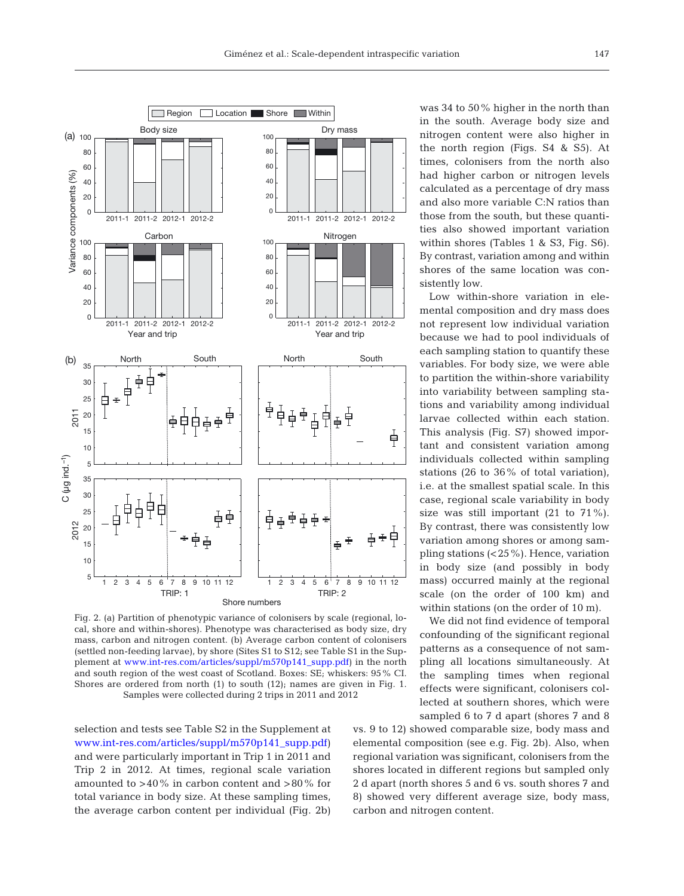Fig. 2. (a) Partition of phenotypic variance of colonisers by scale (regional, local, shore and within-shores). Phenotype was characterised as body size, dry mass, carbon and nitrogen content. (b) Average carbon content of colonisers (settled non-feeding larvae), by shore (Sites S1 to S12; see Table S1 in the Supplement at www.int-res.com/articles/suppl/m570p141_supp.pdf) in the north and south region of the west coast of Scotland. Boxes: SE; whiskers: 95% CI. Shores are ordered from north (1) to south (12); names are given in Fig. 1. Samples were collected during 2 trips in 2011 and 2012

selection and tests see Table S2 in the Supplement at www.int-res.com/articles/suppl/m570p141_supp.pdf) and were particularly important in Trip 1 in 2011 and Trip 2 in 2012. At times, regional scale variation amounted to >40% in carbon content and >80% for total variance in body size. At these sampling times, the average carbon content per individual (Fig. 2b) was 34 to 50% higher in the north than in the south. Average body size and nitrogen content were also higher in the north region (Figs. S4 & S5). At times, colonisers from the north also had higher carbon or nitrogen levels calculated as a percentage of dry mass and also more variable C:N ratios than those from the south, but these quantities also showed important variation within shores (Tables 1 & S3, Fig. S6). By contrast, variation among and within shores of the same location was consistently low.

Low within-shore variation in elemental composition and dry mass does not represent low individual variation because we had to pool individuals of each sampling station to quantify these variables. For body size, we were able to partition the within-shore variability into variability between sampling stations and variability among individual larvae collected within each station. This analysis (Fig. S7) showed important and consistent variation among individuals collected within sampling stations (26 to 36% of total variation), i.e. at the smallest spatial scale. In this case, regional scale variability in body size was still important (21 to 71%). By contrast, there was consistently low variation among shores or among sampling stations (<25%). Hence, variation in body size (and possibly in body mass) occurred mainly at the regional scale (on the order of 100 km) and within stations (on the order of 10 m).

We did not find evidence of temporal confounding of the significant regional patterns as a consequence of not sampling all locations simultaneously. At the sampling times when regional effects were significant, colonisers collected at southern shores, which were sampled 6 to 7 d apart (shores 7 and 8 vs. 9 to 12) showed comparable size, body mass and elemental composition (see e.g. Fig. 2b). Also, when regional variation was significant, colonisers from the shores located in different regions but sampled only 2 d apart (north shores 5 and 6 vs. south shores 7 and 8) showed very different average size, body mass, carbon and nitrogen content.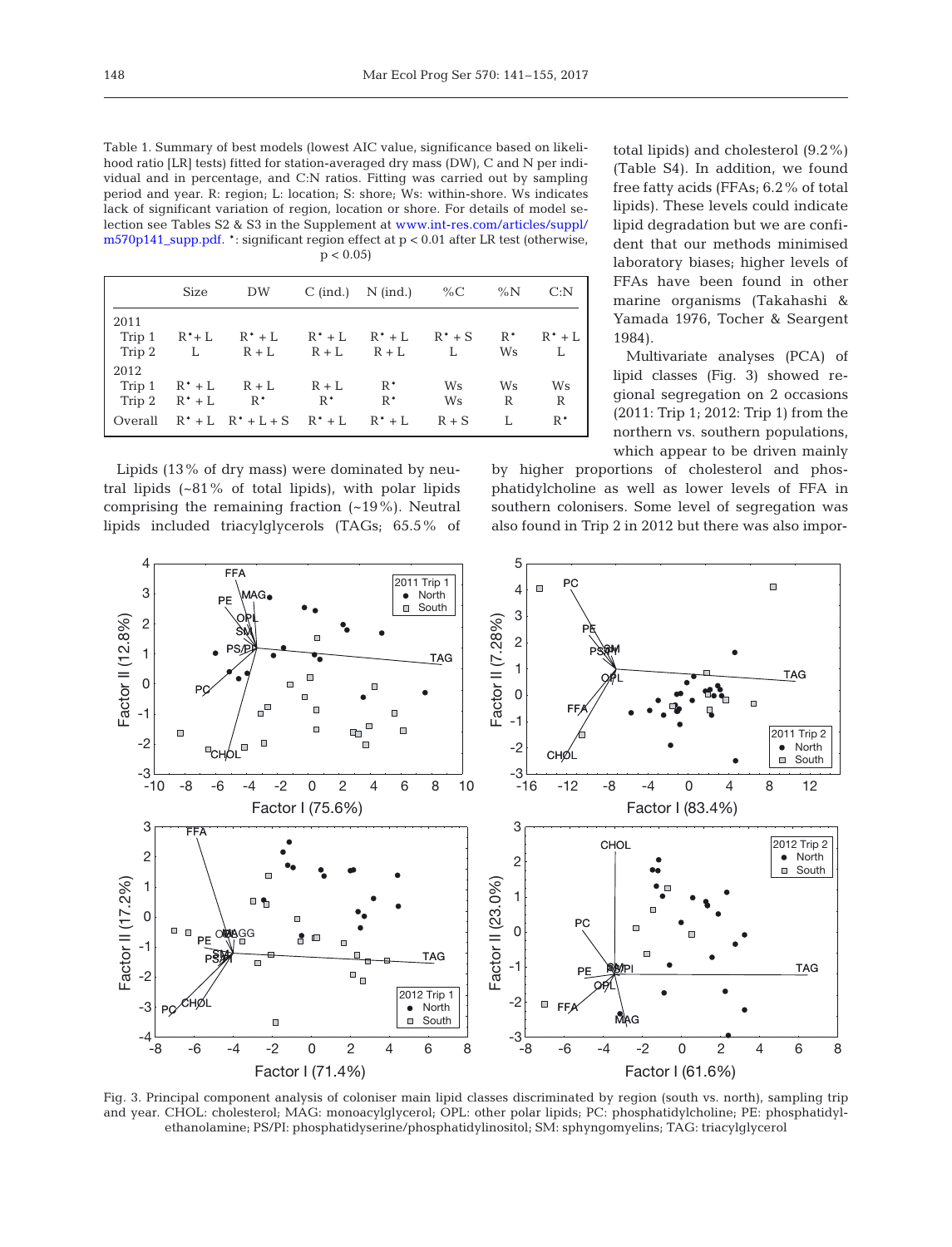Table 1. Summary of best models (lowest AIC value, significance based on likelihood ratio [LR] tests) fitted for station-averaged dry mass (DW), C and N per individual and in percentage, and C:N ratios. Fitting was carried out by sampling period and year. R: region; L: location; S: shore; Ws: within-shore. Ws indicates lack of significant variation of region, location or shore. For details of model selection see Tables S2 & S3 in the Supplement at www.int-res.com/articles/suppl/m570p141_supp.pdf. *: significant region effect at $p < 0.01$ after LR test (otherwise, $p < 0.05$)

| | Size | DW | C (ind.) | N (ind.) | %C | %N | C:N |
|---|---|---|---|---|---|---|---|
| 2011 | | | | | | | |
| Trip 1 | R* + L | R* + L | R* + L | R* + L | R* + S | R* | R* + L |
| Trip 2 | L | R + L | R + L | R + L | L | Ws | L |
| 2012 | | | | | | | |
| Trip 1 | R* + L | R + L | R + L | R* | Ws | Ws | Ws |
| Trip 2 | R* + L | R* | R* | R* | Ws | R | R |
| Overall | R* + L | R* + L + S | R* + L | R* + L | R + S | L | R* |

Lipids (13% of dry mass) were dominated by neutral lipids (~81% of total lipids), with polar lipids comprising the remaining fraction (~19%). Neutral lipids included triacylglycerols (TAGs; 65.5% of total lipids) and cholesterol (9.2%) (Table S4). In addition, we found free fatty acids (FFAs; 6.2% of total lipids). These levels could indicate lipid degradation but we are confident that our methods minimised laboratory biases; higher levels of FFAs have been found in other marine organisms (Takahashi & Yamada 1976, Tocher & Seargent 1984).

Multivariate analyses (PCA) of lipid classes (Fig. 3) showed regional segregation on 2 occasions (2011: Trip 1; 2012: Trip 1) from the northern vs. southern populations, which appear to be driven mainly by higher proportions of cholesterol and phosphatidylcholine as well as lower levels of FFA in southern colonisers. Some level of segregation was also found in Trip 2 in 2012 but there was also impor-

Fig. 3. Principal component analysis of coloniser main lipid classes discriminated by region (south vs. north), sampling trip and year. CHOL: cholesterol; MAG: monoacylglycerol; OPL: other polar lipids; PC: phosphatidylcholine; PE: phosphatidylethanolamine; PS/PI: phosphatidyserine/phosphatidylinositol; SM: sphyngomyelins; TAG: triacylglycerol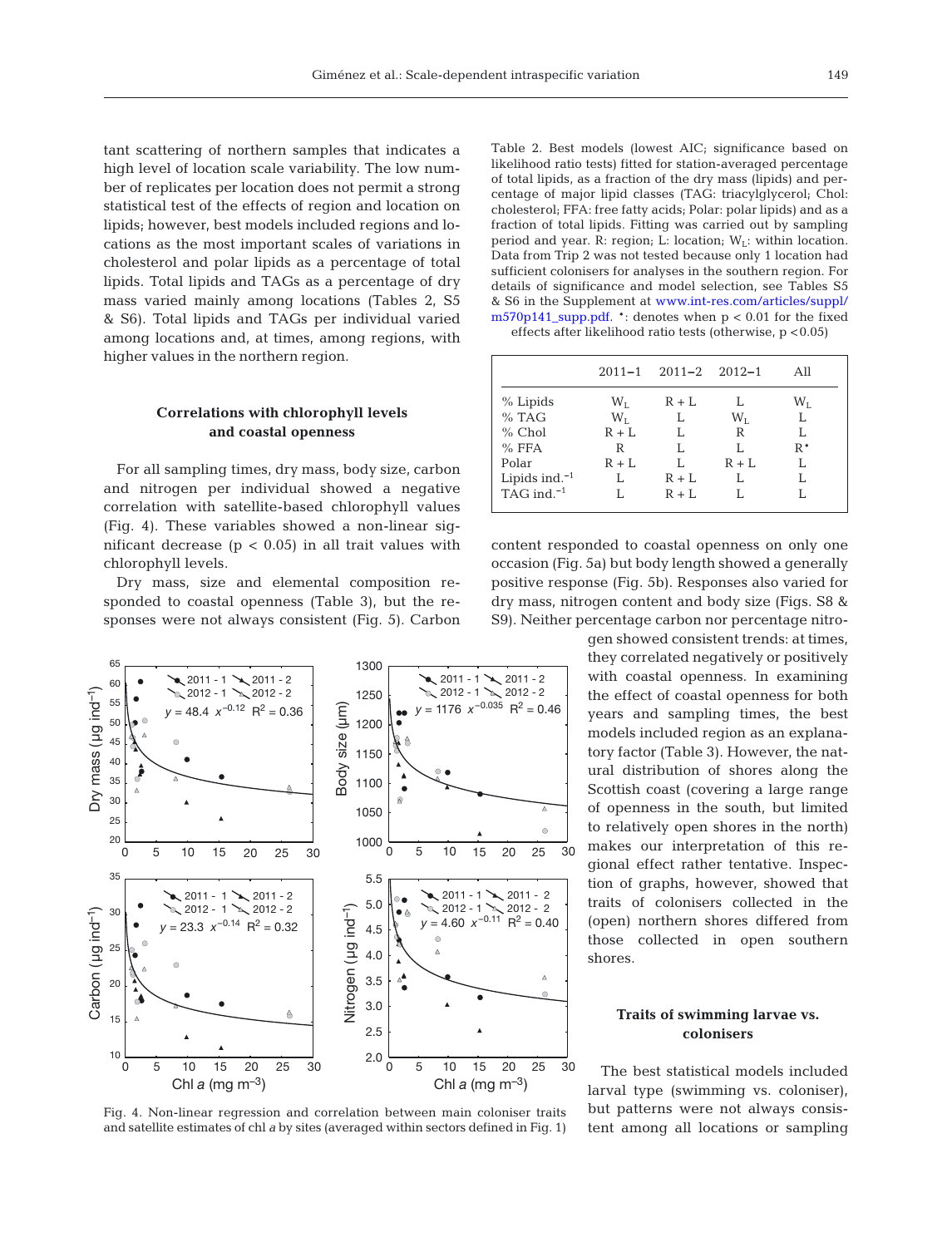tant scattering of northern samples that indicates a high level of location scale variability. The low number of replicates per location does not permit a strong statistical test of the effects of region and location on lipids; however, best models included regions and locations as the most important scales of variations in cholesterol and polar lipids as a percentage of total lipids. Total lipids and TAGs as a percentage of dry mass varied mainly among locations (Tables 2, S5 & S6). Total lipids and TAGs per individual varied among locations and, at times, among regions, with higher values in the northern region.

### Correlations with chlorophyll levels and coastal openness

For all sampling times, dry mass, body size, carbon and nitrogen per individual showed a negative correlation with satellite-based chlorophyll values (Fig. 4). These variables showed a non-linear significant decrease ($p < 0.05$) in all trait values with chlorophyll levels.

Dry mass, size and elemental composition responded to coastal openness (Table 3), but the responses were not always consistent (Fig. 5). Carbon content responded to coastal openness on only one occasion (Fig. 5a) but body length showed a generally positive response (Fig. 5b). Responses also varied for dry mass, nitrogen content and body size (Figs. S8 & S9). Neither percentage carbon nor percentage nitrogen showed consistent trends: at times, they correlated negatively or positively with coastal openness. In examining the effect of coastal openness for both years and sampling times, the best models included region as an explanatory factor (Table 3). However, the natural distribution of shores along the Scottish coast (covering a large range of openness in the south, but limited to relatively open shores in the north) makes our interpretation of this regional effect rather tentative. Inspection of graphs, however, showed that traits of colonisers collected in the (open) northern shores differed from those collected in open southern shores.

Table 2. Best models (lowest AIC; significance based on likelihood ratio tests) fitted for station-averaged percentage of total lipids, as a fraction of the dry mass (lipids) and percentage of major lipid classes (TAG: triacylglycerol; Chol: cholesterol; FFA: free fatty acids; Polar: polar lipids) and as a fraction of total lipids. Fitting was carried out by sampling period and year. R: region; L: location; $W_L$: within location. Data from Trip 2 was not tested because only 1 location had sufficient colonisers for analyses in the southern region. For details of significance and model selection, see Tables S5 & S6 in the Supplement at www.int-res.com/articles/suppl/m570p141_supp.pdf. *: denotes when $p < 0.01$ for the fixed effects after likelihood ratio tests (otherwise, $p < 0.05$)

| | 2011–1 | 2011–2 | 2012–1 | All |
|---|---|---|---|---|
| % Lipids | $W_L$ | R + L | L | $W_L$ |
| % TAG | $W_L$ | L | $W_L$ | L |
| % Chol | R + L | L | R | L |
| % FFA | R | L | L | R* |
| Polar | R + L | L | R + L | L |
| Lipids ind.$^{-1}$ | L | R + L | L | L |
| TAG ind.$^{-1}$ | L | R + L | L | L |

Fig. 4. Non-linear regression and correlation between main coloniser traits and satellite estimates of chl *a* by sites (averaged within sectors defined in Fig. 1)

### Traits of swimming larvae vs. colonisers

The best statistical models included larval type (swimming vs. coloniser), but patterns were not always consistent among all locations or sampling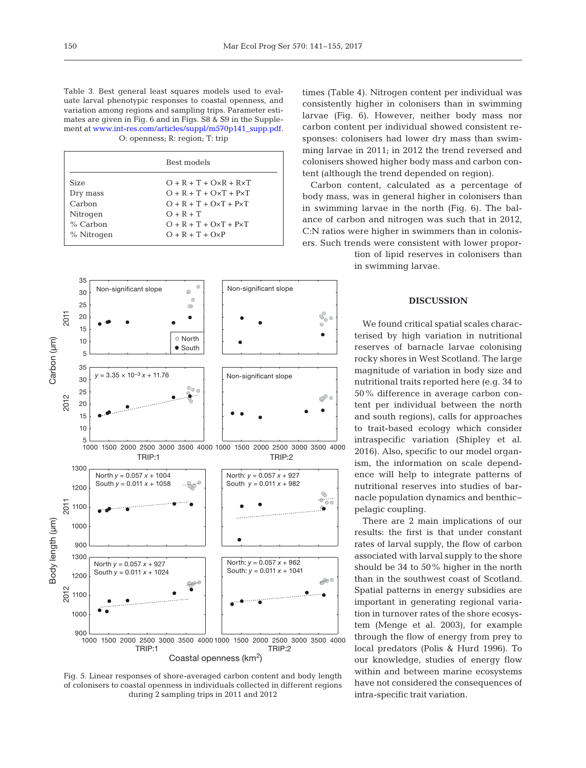Table 3. Best general least squares models used to evaluate larval phenotypic responses to coastal openness, and variation among regions and sampling trips. Parameter estimates are given in Fig. 6 and in Figs. S8 & S9 in the Supplement at www.int-res.com/articles/suppl/m570p141_supp.pdf. O: openness; R: region; T: trip

| | Best models |
|---|---|
| Size | O + R + T + O×R + R×T |
| Dry mass | O + R + T + O×T + P×T |
| Carbon | O + R + T + O×T + P×T |
| Nitrogen | O + R + T |
| % Carbon | O + R + T + O×T + P×T |
| % Nitrogen | O + R + T + O×P |

Fig. 5. Linear responses of shore-averaged carbon content and body length of colonisers to coastal openness in individuals collected in different regions during 2 sampling trips in 2011 and 2012

times (Table 4). Nitrogen content per individual was consistently higher in colonisers than in swimming larvae (Fig. 6). However, neither body mass nor carbon content per individual showed consistent responses: colonisers had lower dry mass than swimming larvae in 2011; in 2012 the trend reversed and colonisers showed higher body mass and carbon content (although the trend depended on region).

Carbon content, calculated as a percentage of body mass, was in general higher in colonisers than in swimming larvae in the north (Fig. 6). The balance of carbon and nitrogen was such that in 2012, C:N ratios were higher in swimmers than in colonisers. Such trends were consistent with lower proportion of lipid reserves in colonisers than in swimming larvae.

## DISCUSSION

We found critical spatial scales characterised by high variation in nutritional reserves of barnacle larvae colonising rocky shores in West Scotland. The large magnitude of variation in body size and nutritional traits reported here (e.g. 34 to 50% difference in average carbon content per individual between the north and south regions), calls for approaches to trait-based ecology which consider intraspecific variation (Shipley et al. 2016). Also, specific to our model organism, the information on scale dependence will help to integrate patterns of nutritional reserves into studies of barnacle population dynamics and benthic–pelagic coupling.

There are 2 main implications of our results: the first is that under constant rates of larval supply, the flow of carbon associated with larval supply to the shore should be 34 to 50% higher in the north than in the southwest coast of Scotland. Spatial patterns in energy subsidies are important in generating regional variation in turnover rates of the shore ecosystem (Menge et al. 2003), for example through the flow of energy from prey to local predators (Polis & Hurd 1996). To our knowledge, studies of energy flow within and between marine ecosystems have not considered the consequences of intra-specific trait variation.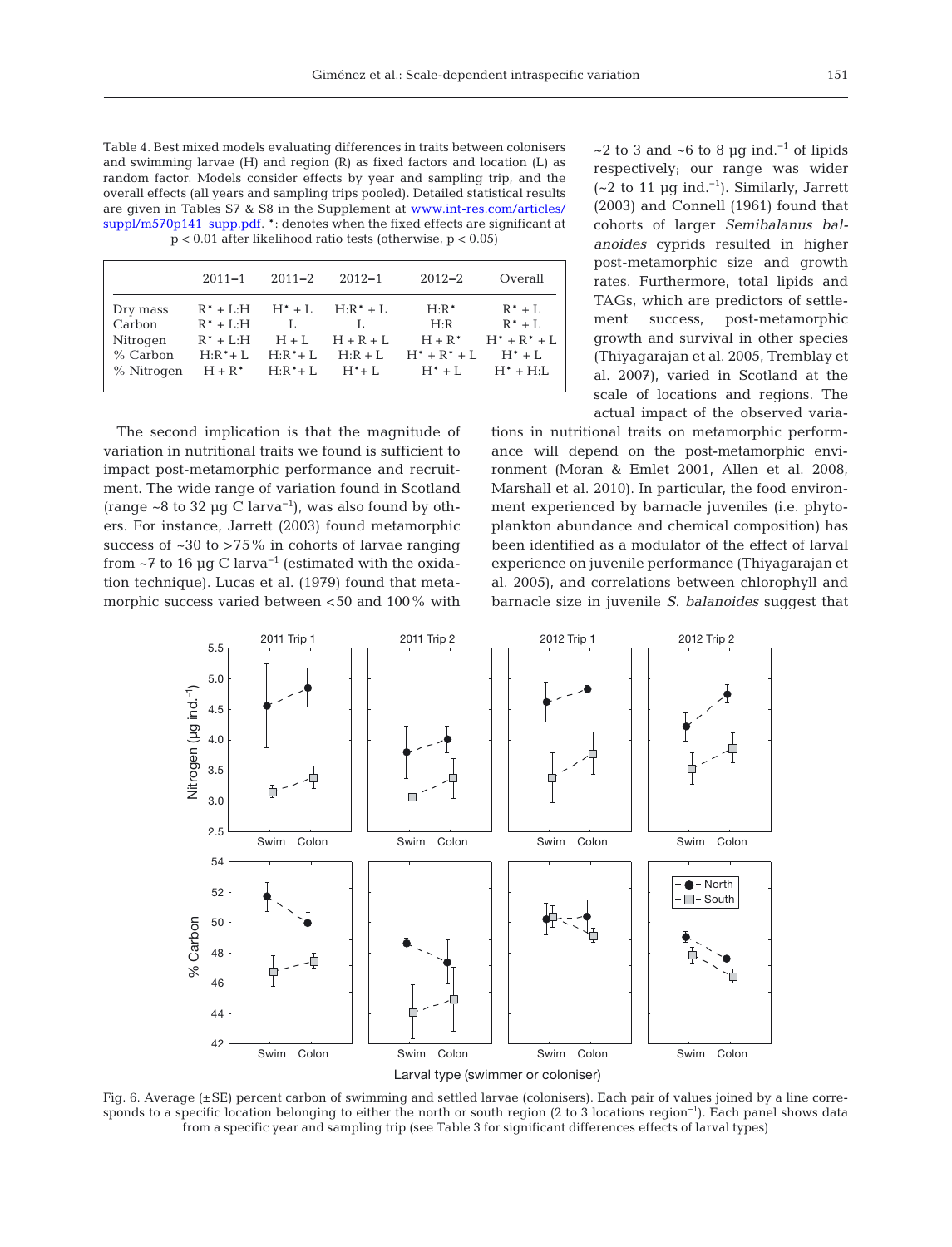Table 4. Best mixed models evaluating differences in traits between colonisers and swimming larvae (H) and region (R) as fixed factors and location (L) as random factor. Models consider effects by year and sampling trip, and the overall effects (all years and sampling trips pooled). Detailed statistical results are given in Tables S7 & S8 in the Supplement at www.int-res.com/articles/suppl/m570p141_supp.pdf. *: denotes when the fixed effects are significant at p < 0.01 after likelihood ratio tests (otherwise, p < 0.05)

| | 2011−1 | 2011−2 | 2012−1 | 2012−2 | Overall |
|---|---|---|---|---|---|
| Dry mass | R* + L:H | H* + L | H:R* + L | H:R* | R* + L |
| Carbon | R* + L:H | L | L | H:R | R* + L |
| Nitrogen | R* + L:H | H + L | H + R + L | H + R* | H* + R* + L |
| % Carbon | H:R* + L | H:R* + L | H:R + L | H* + R* + L | H* + L |
| % Nitrogen | H + R* | H:R* + L | H* + L | H* + L | H* + H:L |

~2 to 3 and ~6 to 8 µg ind.$^{-1}$ of lipids respectively; our range was wider (~2 to 11 µg ind.$^{-1}$). Similarly, Jarrett (2003) and Connell (1961) found that cohorts of larger *Semibalanus balanoides* cyprids resulted in higher post-metamorphic size and growth rates. Furthermore, total lipids and TAGs, which are predictors of settlement success, post-metamorphic growth and survival in other species (Thiyagarajan et al. 2005, Tremblay et al. 2007), varied in Scotland at the scale of locations and regions. The actual impact of the observed variations in nutritional traits on metamorphic performance will depend on the post-metamorphic environment (Moran & Emlet 2001, Allen et al. 2008, Marshall et al. 2010). In particular, the food environment experienced by barnacle juveniles (i.e. phytoplankton abundance and chemical composition) has been identified as a modulator of the effect of larval experience on juvenile performance (Thiyagarajan et al. 2005), and correlations between chlorophyll and barnacle size in juvenile *S. balanoides* suggest that

The second implication is that the magnitude of variation in nutritional traits we found is sufficient to impact post-metamorphic performance and recruitment. The wide range of variation found in Scotland (range ~8 to 32 µg C larva$^{-1}$), was also found by others. For instance, Jarrett (2003) found metamorphic success of ~30 to >75% in cohorts of larvae ranging from ~7 to 16 µg C larva$^{-1}$ (estimated with the oxidation technique). Lucas et al. (1979) found that metamorphic success varied between <50 and 100% with

Fig. 6. Average (±SE) percent carbon of swimming and settled larvae (colonisers). Each pair of values joined by a line corresponds to a specific location belonging to either the north or south region (2 to 3 locations region$^{-1}$). Each panel shows data from a specific year and sampling trip (see Table 3 for significant differences effects of larval types)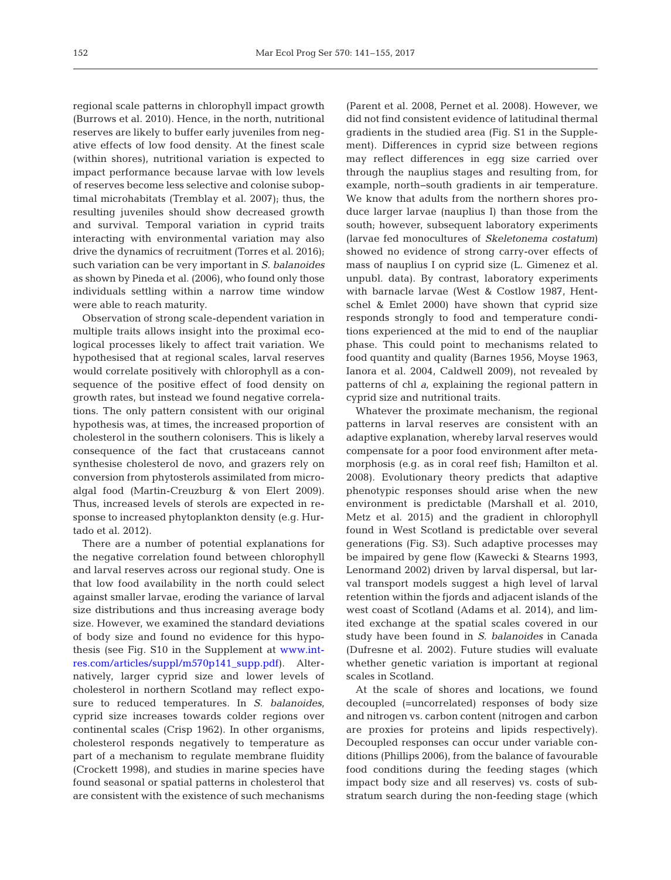regional scale patterns in chlorophyll impact growth (Burrows et al. 2010). Hence, in the north, nutritional reserves are likely to buffer early juveniles from negative effects of low food density. At the finest scale (within shores), nutritional variation is expected to impact performance because larvae with low levels of reserves become less selective and colonise suboptimal microhabitats (Tremblay et al. 2007); thus, the resulting juveniles should show decreased growth and survival. Temporal variation in cyprid traits interacting with environmental variation may also drive the dynamics of recruitment (Torres et al. 2016); such variation can be very important in *S. balanoides* as shown by Pineda et al. (2006), who found only those individuals settling within a narrow time window were able to reach maturity.

Observation of strong scale-dependent variation in multiple traits allows insight into the proximal ecological processes likely to affect trait variation. We hypothesised that at regional scales, larval reserves would correlate positively with chlorophyll as a consequence of the positive effect of food density on growth rates, but instead we found negative correlations. The only pattern consistent with our original hypothesis was, at times, the increased proportion of cholesterol in the southern colonisers. This is likely a consequence of the fact that crustaceans cannot synthesise cholesterol de novo, and grazers rely on conversion from phytosterols assimilated from microalgal food (Martin-Creuzburg & von Elert 2009). Thus, increased levels of sterols are expected in response to increased phytoplankton density (e.g. Hurtado et al. 2012).

There are a number of potential explanations for the negative correlation found between chlorophyll and larval reserves across our regional study. One is that low food availability in the north could select against smaller larvae, eroding the variance of larval size distributions and thus increasing average body size. However, we examined the standard deviations of body size and found no evidence for this hypothesis (see Fig. S10 in the Supplement at www.int-res.com/articles/suppl/m570p141_supp.pdf). Alternatively, larger cyprid size and lower levels of cholesterol in northern Scotland may reflect exposure to reduced temperatures. In *S. balanoides*, cyprid size increases towards colder regions over continental scales (Crisp 1962). In other organisms, cholesterol responds negatively to temperature as part of a mechanism to regulate membrane fluidity (Crockett 1998), and studies in marine species have found seasonal or spatial patterns in cholesterol that are consistent with the existence of such mechanisms (Parent et al. 2008, Pernet et al. 2008). However, we did not find consistent evidence of latitudinal thermal gradients in the studied area (Fig. S1 in the Supplement). Differences in cyprid size between regions may reflect differences in egg size carried over through the nauplius stages and resulting from, for example, north–south gradients in air temperature. We know that adults from the northern shores produce larger larvae (nauplius I) than those from the south; however, subsequent laboratory experiments (larvae fed monocultures of *Skeletonema costatum*) showed no evidence of strong carry-over effects of mass of nauplius I on cyprid size (L. Gimenez et al. unpubl. data). By contrast, laboratory experiments with barnacle larvae (West & Costlow 1987, Hentschel & Emlet 2000) have shown that cyprid size responds strongly to food and temperature conditions experienced at the mid to end of the naupliar phase. This could point to mechanisms related to food quantity and quality (Barnes 1956, Moyse 1963, Ianora et al. 2004, Caldwell 2009), not revealed by patterns of chl *a*, explaining the regional pattern in cyprid size and nutritional traits.

Whatever the proximate mechanism, the regional patterns in larval reserves are consistent with an adaptive explanation, whereby larval reserves would compensate for a poor food environment after metamorphosis (e.g. as in coral reef fish; Hamilton et al. 2008). Evolutionary theory predicts that adaptive phenotypic responses should arise when the new environment is predictable (Marshall et al. 2010, Metz et al. 2015) and the gradient in chlorophyll found in West Scotland is predictable over several generations (Fig. S3). Such adaptive processes may be impaired by gene flow (Kawecki & Stearns 1993, Lenormand 2002) driven by larval dispersal, but larval transport models suggest a high level of larval retention within the fjords and adjacent islands of the west coast of Scotland (Adams et al. 2014), and limited exchange at the spatial scales covered in our study have been found in *S. balanoides* in Canada (Dufresne et al. 2002). Future studies will evaluate whether genetic variation is important at regional scales in Scotland.

At the scale of shores and locations, we found decoupled (=uncorrelated) responses of body size and nitrogen vs. carbon content (nitrogen and carbon are proxies for proteins and lipids respectively). Decoupled responses can occur under variable conditions (Phillips 2006), from the balance of favourable food conditions during the feeding stages (which impact body size and all reserves) vs. costs of substratum search during the non-feeding stage (which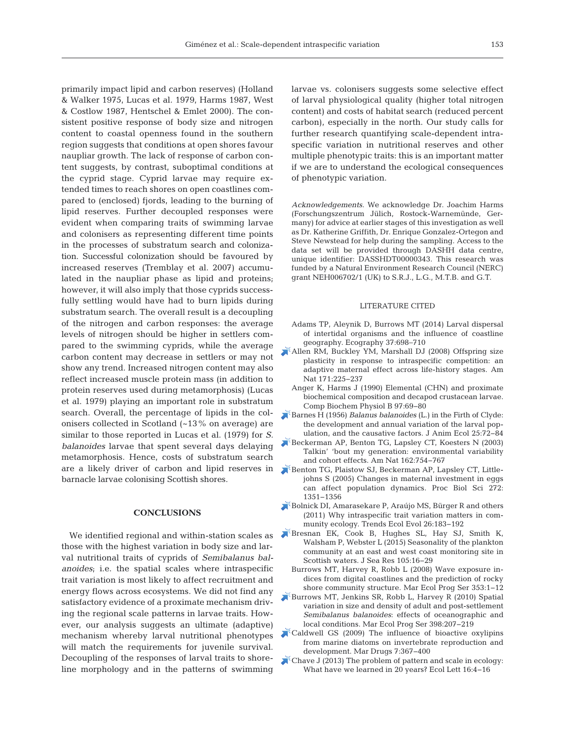primarily impact lipid and carbon reserves) (Holland & Walker 1975, Lucas et al. 1979, Harms 1987, West & Costlow 1987, Hentschel & Emlet 2000). The consistent positive response of body size and nitrogen content to coastal openness found in the southern region suggests that conditions at open shores favour naupliar growth. The lack of response of carbon content suggests, by contrast, suboptimal conditions at the cyprid stage. Cyprid larvae may require extended times to reach shores on open coastlines compared to (enclosed) fjords, leading to the burning of lipid reserves. Further decoupled responses were evident when comparing traits of swimming larvae and colonisers as representing different time points in the processes of substratum search and colonization. Successful colonization should be favoured by increased reserves (Tremblay et al. 2007) accumulated in the naupliar phase as lipid and proteins; however, it will also imply that those cyprids successfully settling would have had to burn lipids during substratum search. The overall result is a decoupling of the nitrogen and carbon responses: the average levels of nitrogen should be higher in settlers compared to the swimming cyprids, while the average carbon content may decrease in settlers or may not show any trend. Increased nitrogen content may also reflect increased muscle protein mass (in addition to protein reserves used during metamorphosis) (Lucas et al. 1979) playing an important role in substratum search. Overall, the percentage of lipids in the colonisers collected in Scotland (~13% on average) are similar to those reported in Lucas et al. (1979) for *S. balanoides* larvae that spent several days delaying metamorphosis. Hence, costs of substratum search are a likely driver of carbon and lipid reserves in barnacle larvae colonising Scottish shores.

## CONCLUSIONS

We identified regional and within-station scales as those with the highest variation in body size and larval nutritional traits of cyprids of *Semibalanus balanoides*; i.e. the spatial scales where intraspecific trait variation is most likely to affect recruitment and energy flows across ecosystems. We did not find any satisfactory evidence of a proximate mechanism driving the regional scale patterns in larvae traits. However, our analysis suggests an ultimate (adaptive) mechanism whereby larval nutritional phenotypes will match the requirements for juvenile survival. Decoupling of the responses of larval traits to shoreline morphology and in the patterns of swimming larvae vs. colonisers suggests some selective effect of larval physiological quality (higher total nitrogen content) and costs of habitat search (reduced percent carbon), especially in the north. Our study calls for further research quantifying scale-dependent intraspecific variation in nutritional reserves and other multiple phenotypic traits: this is an important matter if we are to understand the ecological consequences of phenotypic variation.

*Acknowledgements.* We acknowledge Dr. Joachim Harms (Forschungszentrum Jülich, Rostock-Warnemünde, Germany) for advice at earlier stages of this investigation as well as Dr. Katherine Griffith, Dr. Enrique Gonzalez-Ortegon and Steve Newstead for help during the sampling. Access to the data set will be provided through DASHH data centre, unique identifier: DASSHDT00000343. This research was funded by a Natural Environment Research Council (NERC) grant NEH006702/1 (UK) to S.R.J., L.G., M.T.B. and G.T.

## LITERATURE CITED

- Adams TP, Aleynik D, Burrows MT (2014) Larval dispersal of intertidal organisms and the influence of coastline geography. Ecography 37:698–710
- Allen RM, Buckley YM, Marshall DJ (2008) Offspring size plasticity in response to intraspecific competition: an adaptive maternal effect across life-history stages. Am Nat 171:225–237
- Anger K, Harms J (1990) Elemental (CHN) and proximate biochemical composition and decapod crustacean larvae. Comp Biochem Physiol B 97:69–80
- Barnes H (1956) *Balanus balanoides* (L.) in the Firth of Clyde: the development and annual variation of the larval population, and the causative factors. J Anim Ecol 25:72–84
- Beckerman AP, Benton TG, Lapsley CT, Koesters N (2003) Talkin' 'bout my generation: environmental variability and cohort effects. Am Nat 162:754–767
- Benton TG, Plaistow SJ, Beckerman AP, Lapsley CT, Littlejohns S (2005) Changes in maternal investment in eggs can affect population dynamics. Proc Biol Sci 272: 1351–1356
- Bolnick DI, Amarasekare P, Araújo MS, Bürger R and others (2011) Why intraspecific trait variation matters in community ecology. Trends Ecol Evol 26:183–192
- Bresnan EK, Cook B, Hughes SL, Hay SJ, Smith K, Walsham P, Webster L (2015) Seasonality of the plankton community at an east and west coast monitoring site in Scottish waters. J Sea Res 105:16–29
- Burrows MT, Harvey R, Robb L (2008) Wave exposure indices from digital coastlines and the prediction of rocky shore community structure. Mar Ecol Prog Ser 353:1–12
- Burrows MT, Jenkins SR, Robb L, Harvey R (2010) Spatial variation in size and density of adult and post-settlement *Semibalanus balanoides*: effects of oceanographic and local conditions. Mar Ecol Prog Ser 398:207–219
- Caldwell GS (2009) The influence of bioactive oxylipins from marine diatoms on invertebrate reproduction and development. Mar Drugs 7:367–400
- Chave J (2013) The problem of pattern and scale in ecology: What have we learned in 20 years? Ecol Lett 16:4–16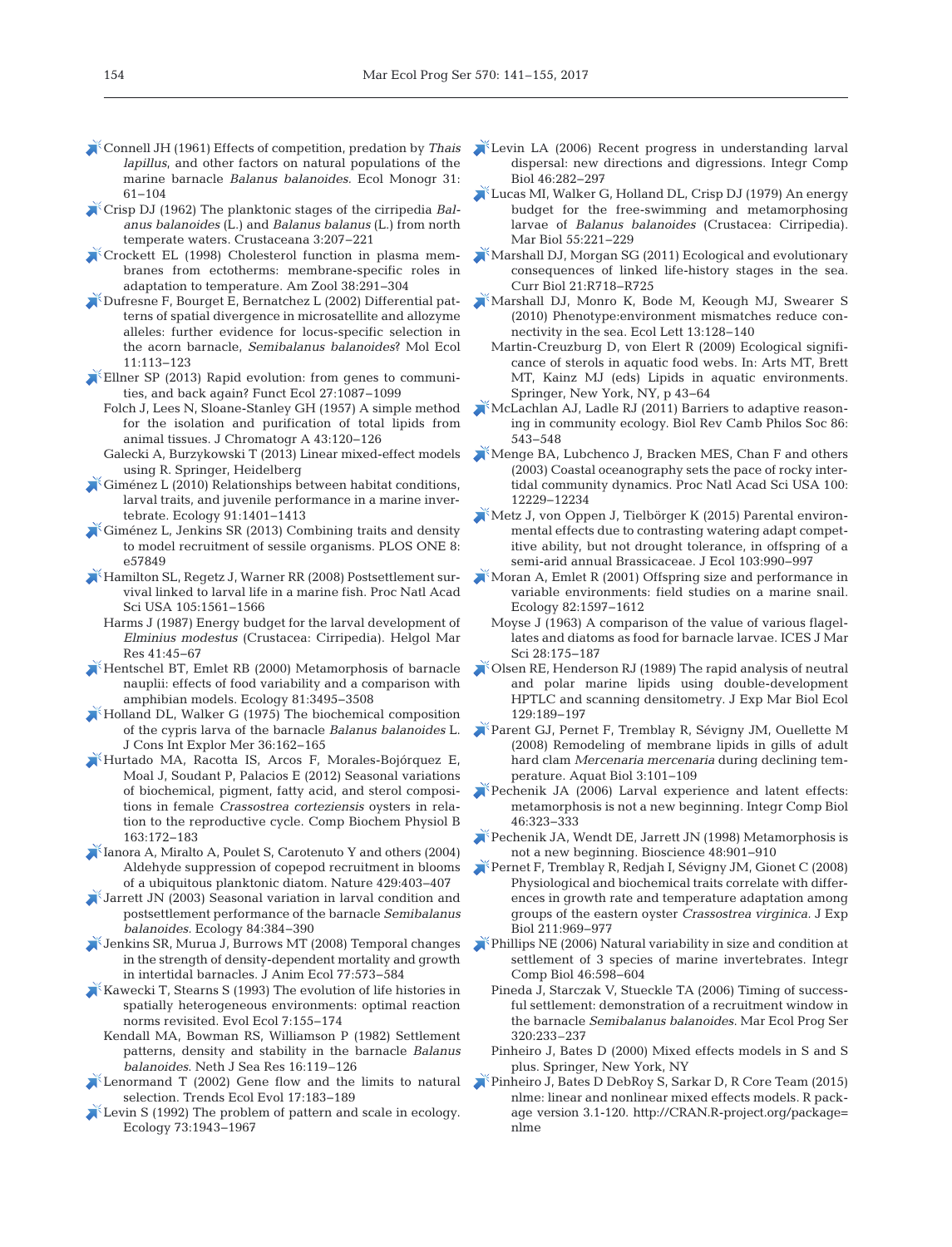Connell JH (1961) Effects of competition, predation by *Thais lapillus*, and other factors on natural populations of the marine barnacle *Balanus balanoides*. Ecol Monogr 31: 61–104

Crisp DJ (1962) The planktonic stages of the cirripedia *Balanus balanoides* (L.) and *Balanus balanus* (L.) from north temperate waters. Crustaceana 3:207–221

Crockett EL (1998) Cholesterol function in plasma membranes from ectotherms: membrane-specific roles in adaptation to temperature. Am Zool 38:291–304

Dufresne F, Bourget E, Bernatchez L (2002) Differential patterns of spatial divergence in microsatellite and allozyme alleles: further evidence for locus-specific selection in the acorn barnacle, *Semibalanus balanoides*? Mol Ecol 11:113–123

Ellner SP (2013) Rapid evolution: from genes to communities, and back again? Funct Ecol 27:1087–1099

Folch J, Lees N, Sloane-Stanley GH (1957) A simple method for the isolation and purification of total lipids from animal tissues. J Chromatogr A 43:120–126

Galecki A, Burzykowski T (2013) Linear mixed-effect models using R. Springer, Heidelberg

Giménez L (2010) Relationships between habitat conditions, larval traits, and juvenile performance in a marine invertebrate. Ecology 91:1401–1413

Giménez L, Jenkins SR (2013) Combining traits and density to model recruitment of sessile organisms. PLOS ONE 8: e57849

Hamilton SL, Regetz J, Warner RR (2008) Postsettlement survival linked to larval life in a marine fish. Proc Natl Acad Sci USA 105:1561–1566

Harms J (1987) Energy budget for the larval development of *Elminius modestus* (Crustacea: Cirripedia). Helgol Mar Res 41:45–67

Hentschel BT, Emlet RB (2000) Metamorphosis of barnacle nauplii: effects of food variability and a comparison with amphibian models. Ecology 81:3495–3508

Holland DL, Walker G (1975) The biochemical composition of the cypris larva of the barnacle *Balanus balanoides* L. J Cons Int Explor Mer 36:162–165

Hurtado MA, Racotta IS, Arcos F, Morales-Bojórquez E, Moal J, Soudant P, Palacios E (2012) Seasonal variations of biochemical, pigment, fatty acid, and sterol compositions in female *Crassostrea corteziensis* oysters in relation to the reproductive cycle. Comp Biochem Physiol B 163:172–183

Ianora A, Miralto A, Poulet S, Carotenuto Y and others (2004) Aldehyde suppression of copepod recruitment in blooms of a ubiquitous planktonic diatom. Nature 429:403–407

Jarrett JN (2003) Seasonal variation in larval condition and postsettlement performance of the barnacle *Semibalanus balanoides*. Ecology 84:384–390

Jenkins SR, Murua J, Burrows MT (2008) Temporal changes in the strength of density-dependent mortality and growth in intertidal barnacles. J Anim Ecol 77:573–584

Kawecki T, Stearns S (1993) The evolution of life histories in spatially heterogeneous environments: optimal reaction norms revisited. Evol Ecol 7:155–174

Kendall MA, Bowman RS, Williamson P (1982) Settlement patterns, density and stability in the barnacle *Balanus balanoides*. Neth J Sea Res 16:119–126

Lenormand T (2002) Gene flow and the limits to natural selection. Trends Ecol Evol 17:183–189

Levin S (1992) The problem of pattern and scale in ecology. Ecology 73:1943–1967

Levin LA (2006) Recent progress in understanding larval dispersal: new directions and digressions. Integr Comp Biol 46:282–297

Lucas MI, Walker G, Holland DL, Crisp DJ (1979) An energy budget for the free-swimming and metamorphosing larvae of *Balanus balanoides* (Crustacea: Cirripedia). Mar Biol 55:221–229

Marshall DJ, Morgan SG (2011) Ecological and evolutionary consequences of linked life-history stages in the sea. Curr Biol 21:R718–R725

Marshall DJ, Monro K, Bode M, Keough MJ, Swearer S (2010) Phenotype:environment mismatches reduce connectivity in the sea. Ecol Lett 13:128–140

Martin-Creuzburg D, von Elert R (2009) Ecological significance of sterols in aquatic food webs. In: Arts MT, Brett MT, Kainz MJ (eds) Lipids in aquatic environments. Springer, New York, NY, p 43–64

McLachlan AJ, Ladle RJ (2011) Barriers to adaptive reasoning in community ecology. Biol Rev Camb Philos Soc 86: 543–548

Menge BA, Lubchenco J, Bracken MES, Chan F and others (2003) Coastal oceanography sets the pace of rocky intertidal community dynamics. Proc Natl Acad Sci USA 100: 12229–12234

Metz J, von Oppen J, Tielbörger K (2015) Parental environmental effects due to contrasting watering adapt competitive ability, but not drought tolerance, in offspring of a semi-arid annual Brassicaceae. J Ecol 103:990–997

Moran A, Emlet R (2001) Offspring size and performance in variable environments: field studies on a marine snail. Ecology 82:1597–1612

Moyse J (1963) A comparison of the value of various flagellates and diatoms as food for barnacle larvae. ICES J Mar Sci 28:175–187

Olsen RE, Henderson RJ (1989) The rapid analysis of neutral and polar marine lipids using double-development HPTLC and scanning densitometry. J Exp Mar Biol Ecol 129:189–197

Parent GJ, Pernet F, Tremblay R, Sévigny JM, Ouellette M (2008) Remodeling of membrane lipids in gills of adult hard clam *Mercenaria mercenaria* during declining temperature. Aquat Biol 3:101–109

Pechenik JA (2006) Larval experience and latent effects: metamorphosis is not a new beginning. Integr Comp Biol 46:323–333

Pechenik JA, Wendt DE, Jarrett JN (1998) Metamorphosis is not a new beginning. Bioscience 48:901–910

Pernet F, Tremblay R, Redjah I, Sévigny JM, Gionet C (2008) Physiological and biochemical traits correlate with differences in growth rate and temperature adaptation among groups of the eastern oyster *Crassostrea virginica*. J Exp Biol 211:969–977

Phillips NE (2006) Natural variability in size and condition at settlement of 3 species of marine invertebrates. Integr Comp Biol 46:598–604

Pineda J, Starczak V, Stueckle TA (2006) Timing of successful settlement: demonstration of a recruitment window in the barnacle *Semibalanus balanoides*. Mar Ecol Prog Ser 320:233–237

Pinheiro J, Bates D (2000) Mixed effects models in S and S plus. Springer, New York, NY

Pinheiro J, Bates D DebRoy S, Sarkar D, R Core Team (2015) nlme: linear and nonlinear mixed effects models. R package version 3.1-120. http://CRAN.R-project.org/package=nlme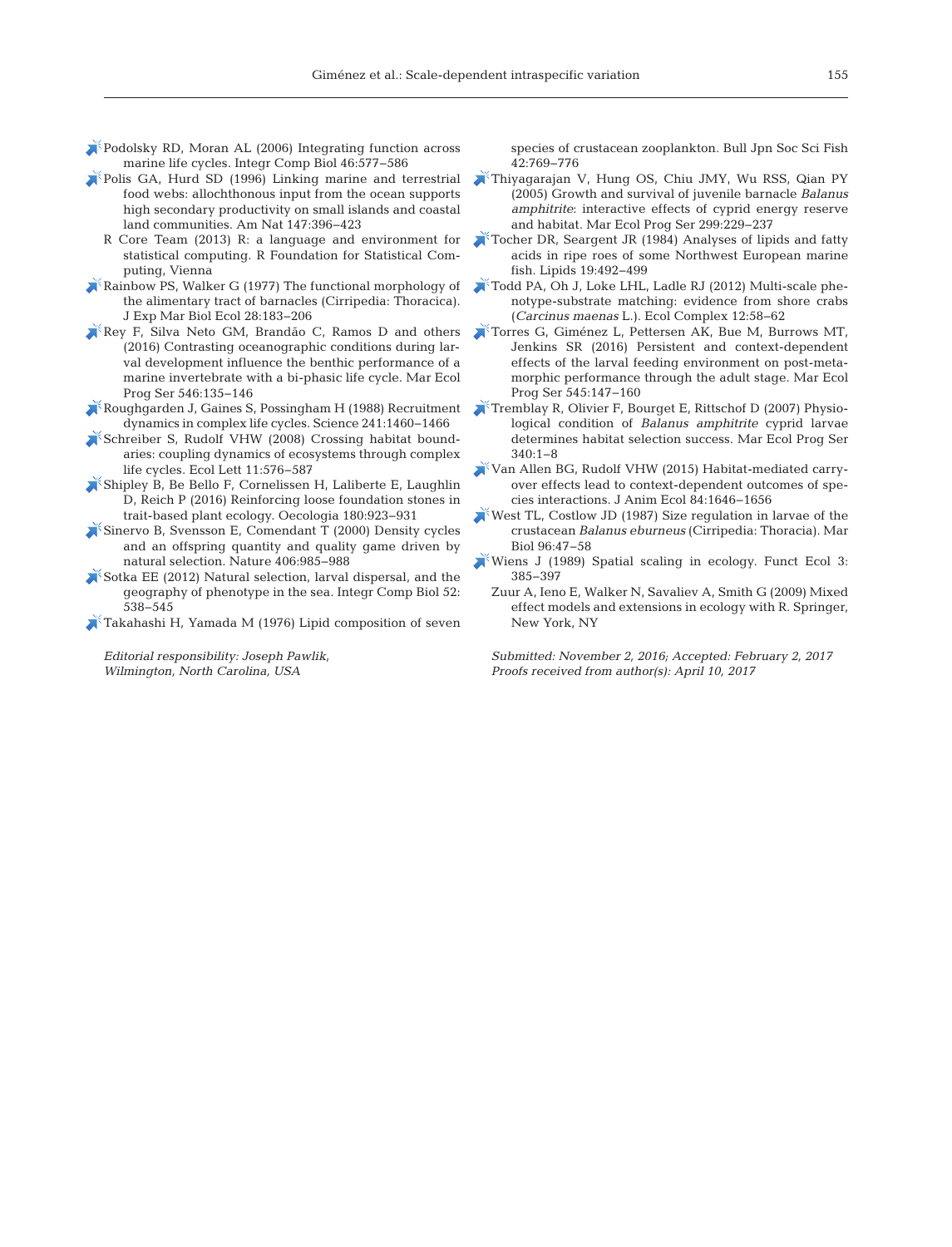Podolsky RD, Moran AL (2006) Integrating function across marine life cycles. Integr Comp Biol 46:577−586

Polis GA, Hurd SD (1996) Linking marine and terrestrial food webs: allochthonous input from the ocean supports high secondary productivity on small islands and coastal land communities. Am Nat 147:396−423

R Core Team (2013) R: a language and environment for statistical computing. R Foundation for Statistical Computing, Vienna

Rainbow PS, Walker G (1977) The functional morphology of the alimentary tract of barnacles (Cirripedia: Thoracica). J Exp Mar Biol Ecol 28:183−206

Rey F, Silva Neto GM, Brandão C, Ramos D and others (2016) Contrasting oceanographic conditions during larval development influence the benthic performance of a marine invertebrate with a bi-phasic life cycle. Mar Ecol Prog Ser 546:135−146

Roughgarden J, Gaines S, Possingham H (1988) Recruitment dynamics in complex life cycles. Science 241:1460−1466

Schreiber S, Rudolf VHW (2008) Crossing habitat boundaries: coupling dynamics of ecosystems through complex life cycles. Ecol Lett 11:576−587

Shipley B, Be Bello F, Cornelissen H, Laliberte E, Laughlin D, Reich P (2016) Reinforcing loose foundation stones in trait-based plant ecology. Oecologia 180:923−931

Sinervo B, Svensson E, Comendant T (2000) Density cycles and an offspring quantity and quality game driven by natural selection. Nature 406:985−988

Sotka EE (2012) Natural selection, larval dispersal, and the geography of phenotype in the sea. Integr Comp Biol 52: 538−545

Takahashi H, Yamada M (1976) Lipid composition of seven species of crustacean zooplankton. Bull Jpn Soc Sci Fish 42:769−776

Thiyagarajan V, Hung OS, Chiu JMY, Wu RSS, Qian PY (2005) Growth and survival of juvenile barnacle *Balanus amphitrite*: interactive effects of cyprid energy reserve and habitat. Mar Ecol Prog Ser 299:229−237

Tocher DR, Seargent JR (1984) Analyses of lipids and fatty acids in ripe roes of some Northwest European marine fish. Lipids 19:492−499

Todd PA, Oh J, Loke LHL, Ladle RJ (2012) Multi-scale phenotype-substrate matching: evidence from shore crabs (*Carcinus maenas* L.). Ecol Complex 12:58−62

Torres G, Giménez L, Pettersen AK, Bue M, Burrows MT, Jenkins SR (2016) Persistent and context-dependent effects of the larval feeding environment on post-metamorphic performance through the adult stage. Mar Ecol Prog Ser 545:147−160

Tremblay R, Olivier F, Bourget E, Rittschof D (2007) Physiological condition of *Balanus amphitrite* cyprid larvae determines habitat selection success. Mar Ecol Prog Ser 340:1−8

Van Allen BG, Rudolf VHW (2015) Habitat-mediated carryover effects lead to context-dependent outcomes of species interactions. J Anim Ecol 84:1646−1656

West TL, Costlow JD (1987) Size regulation in larvae of the crustacean *Balanus eburneus* (Cirripedia: Thoracia). Mar Biol 96:47−58

Wiens J (1989) Spatial scaling in ecology. Funct Ecol 3: 385−397

Zuur A, Ieno E, Walker N, Savaliev A, Smith G (2009) Mixed effect models and extensions in ecology with R. Springer, New York, NY

*Editorial responsibility: Joseph Pawlik, Wilmington, North Carolina, USA*

*Submitted: November 2, 2016; Accepted: February 2, 2017*
*Proofs received from author(s): April 10, 2017*